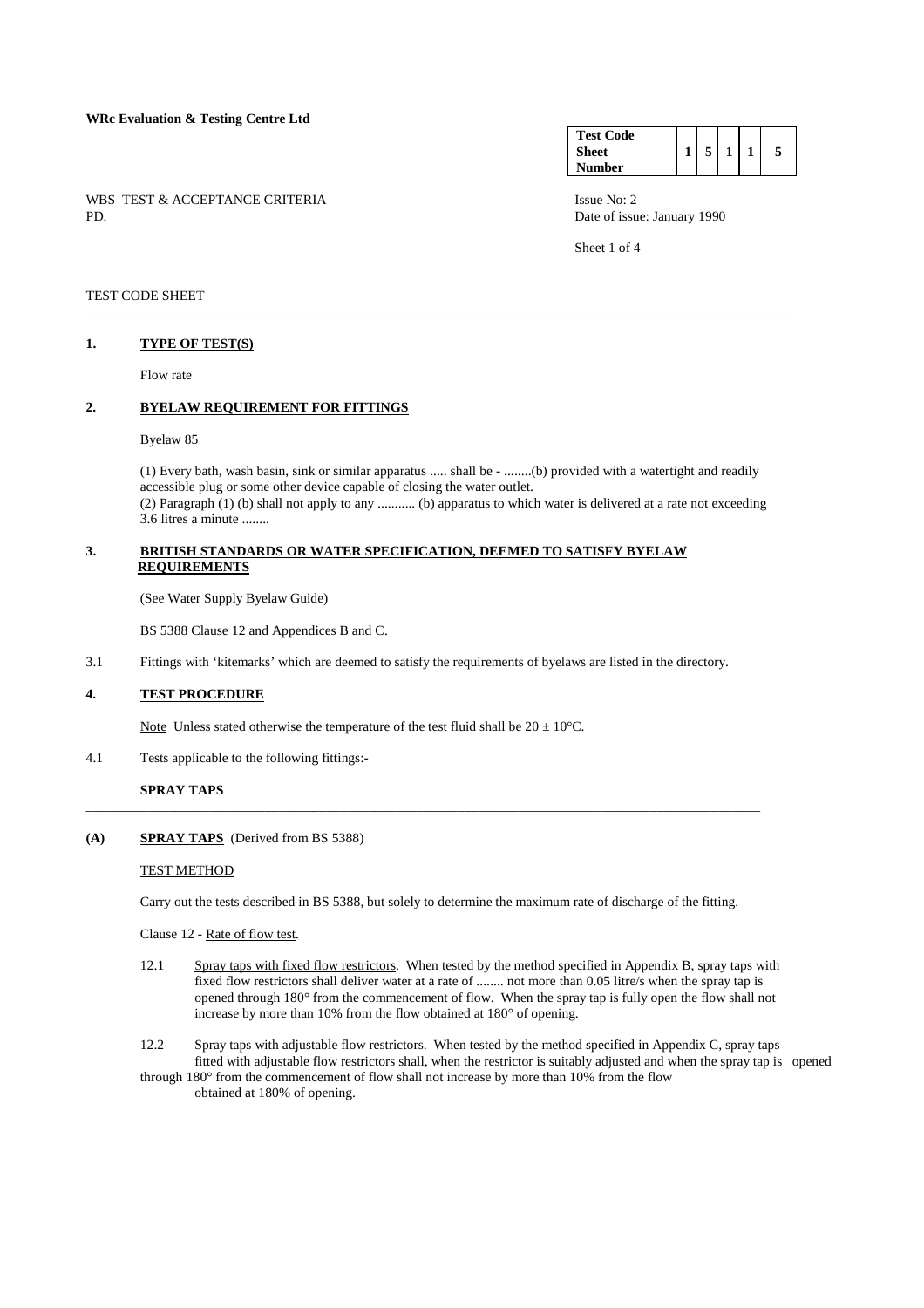**WRc Evaluation & Testing Centre Ltd**

| Test Code Sheet Number | 1 | 5 | 1 | 1 | 5 |
|---|---|---|---|---|---|

WBS TEST & ACCEPTANCE CRITERIA
PD.

Issue No: 2
Date of issue: January 1990

TEST CODE SHEET

---

## 1. TYPE OF TEST(S)

Flow rate

## 2. BYELAW REQUIREMENT FOR FITTINGS

Byelaw 85

(1) Every bath, wash basin, sink or similar apparatus ..... shall be - ........(b) provided with a watertight and readily accessible plug or some other device capable of closing the water outlet.
(2) Paragraph (1) (b) shall not apply to any ........... (b) apparatus to which water is delivered at a rate not exceeding 3.6 litres a minute ........

## 3. BRITISH STANDARDS OR WATER SPECIFICATION, DEEMED TO SATISFY BYELAW REQUIREMENTS

(See Water Supply Byelaw Guide)

BS 5388 Clause 12 and Appendices B and C.

3.1 Fittings with 'kitemarks' which are deemed to satisfy the requirements of byelaws are listed in the directory.

## 4. TEST PROCEDURE

Note Unless stated otherwise the temperature of the test fluid shall be 20 ± 10°C.

4.1 Tests applicable to the following fittings:-

**SPRAY TAPS**

---

### (A) SPRAY TAPS (Derived from BS 5388)

TEST METHOD

Carry out the tests described in BS 5388, but solely to determine the maximum rate of discharge of the fitting.

Clause 12 - Rate of flow test.

12.1 Spray taps with fixed flow restrictors. When tested by the method specified in Appendix B, spray taps with fixed flow restrictors shall deliver water at a rate of ........ not more than 0.05 litre/s when the spray tap is opened through 180° from the commencement of flow. When the spray tap is fully open the flow shall not increase by more than 10% from the flow obtained at 180° of opening.

12.2 Spray taps with adjustable flow restrictors. When tested by the method specified in Appendix C, spray taps fitted with adjustable flow restrictors shall, when the restrictor is suitably adjusted and when the spray tap is opened through 180° from the commencement of flow shall not increase by more than 10% from the flow obtained at 180% of opening.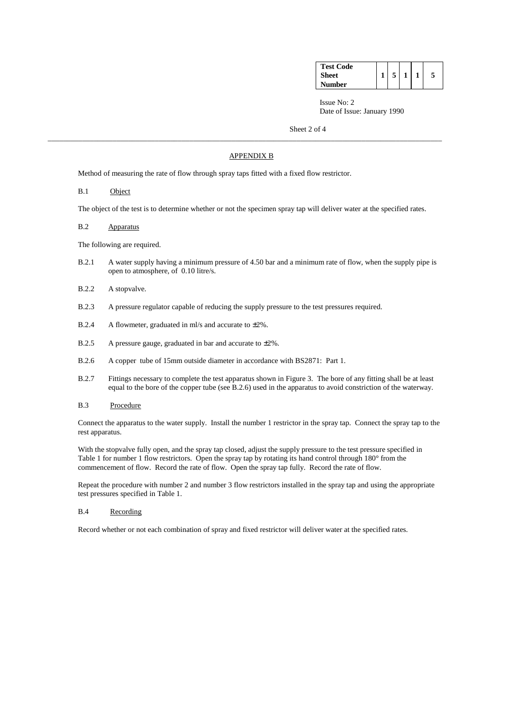| Test Code Sheet Number | 1 | 5 | 1 | 1 | 5 |
|---|---|---|---|---|---|

Issue No: 2
Date of Issue: January 1990

## APPENDIX B

Method of measuring the rate of flow through spray taps fitted with a fixed flow restrictor.

### B.1 Object

The object of the test is to determine whether or not the specimen spray tap will deliver water at the specified rates.

### B.2 Apparatus

The following are required.

B.2.1 A water supply having a minimum pressure of 4.50 bar and a minimum rate of flow, when the supply pipe is open to atmosphere, of 0.10 litre/s.

B.2.2 A stopvalve.

B.2.3 A pressure regulator capable of reducing the supply pressure to the test pressures required.

B.2.4 A flowmeter, graduated in ml/s and accurate to ±2%.

B.2.5 A pressure gauge, graduated in bar and accurate to ±2%.

B.2.6 A copper tube of 15mm outside diameter in accordance with BS2871: Part 1.

B.2.7 Fittings necessary to complete the test apparatus shown in Figure 3. The bore of any fitting shall be at least equal to the bore of the copper tube (see B.2.6) used in the apparatus to avoid constriction of the waterway.

### B.3 Procedure

Connect the apparatus to the water supply. Install the number 1 restrictor in the spray tap. Connect the spray tap to the rest apparatus.

With the stopvalve fully open, and the spray tap closed, adjust the supply pressure to the test pressure specified in Table 1 for number 1 flow restrictors. Open the spray tap by rotating its hand control through 180° from the commencement of flow. Record the rate of flow. Open the spray tap fully. Record the rate of flow.

Repeat the procedure with number 2 and number 3 flow restrictors installed in the spray tap and using the appropriate test pressures specified in Table 1.

### B.4 Recording

Record whether or not each combination of spray and fixed restrictor will deliver water at the specified rates.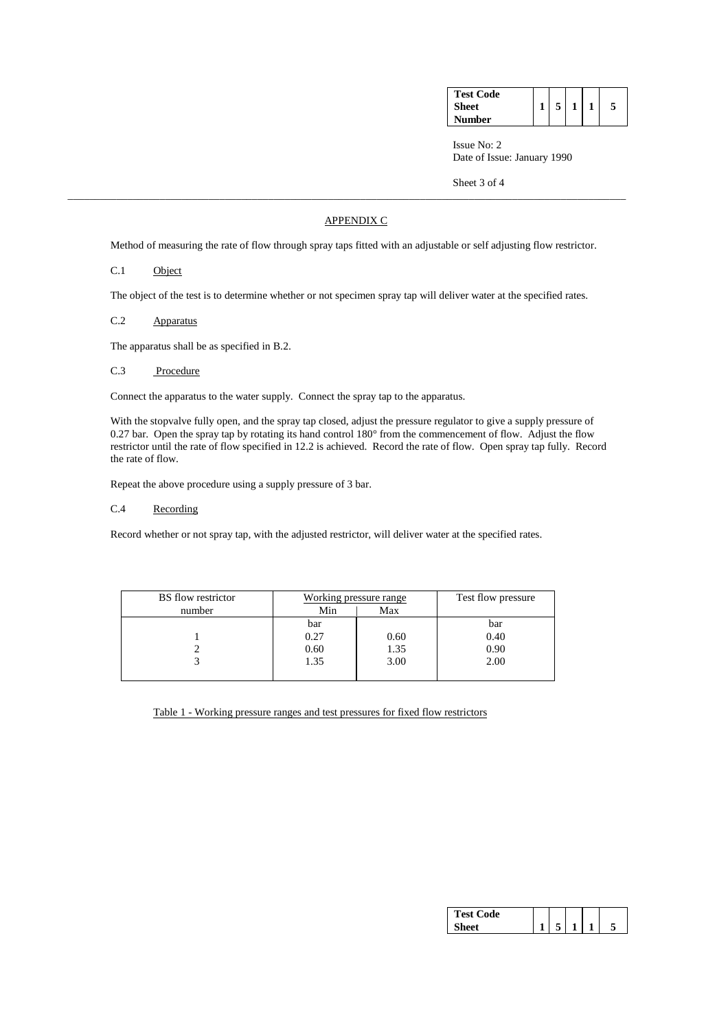## APPENDIX C

Method of measuring the rate of flow through spray taps fitted with an adjustable or self adjusting flow restrictor.

### C.1 Object

The object of the test is to determine whether or not specimen spray tap will deliver water at the specified rates.

### C.2 Apparatus

The apparatus shall be as specified in B.2.

### C.3 Procedure

Connect the apparatus to the water supply. Connect the spray tap to the apparatus.

With the stopvalve fully open, and the spray tap closed, adjust the pressure regulator to give a supply pressure of 0.27 bar. Open the spray tap by rotating its hand control 180° from the commencement of flow. Adjust the flow restrictor until the rate of flow specified in 12.2 is achieved. Record the rate of flow. Open spray tap fully. Record the rate of flow.

Repeat the above procedure using a supply pressure of 3 bar.

### C.4 Recording

Record whether or not spray tap, with the adjusted restrictor, will deliver water at the specified rates.

| BS flow restrictor number | Working pressure range | | Test flow pressure |
|---|---|---|---|
| | Min | Max | |
| | bar | | bar |
| 1 | 0.27 | 0.60 | 0.40 |
| 2 | 0.60 | 1.35 | 0.90 |
| 3 | 1.35 | 3.00 | 2.00 |

Table 1 - Working pressure ranges and test pressures for fixed flow restrictors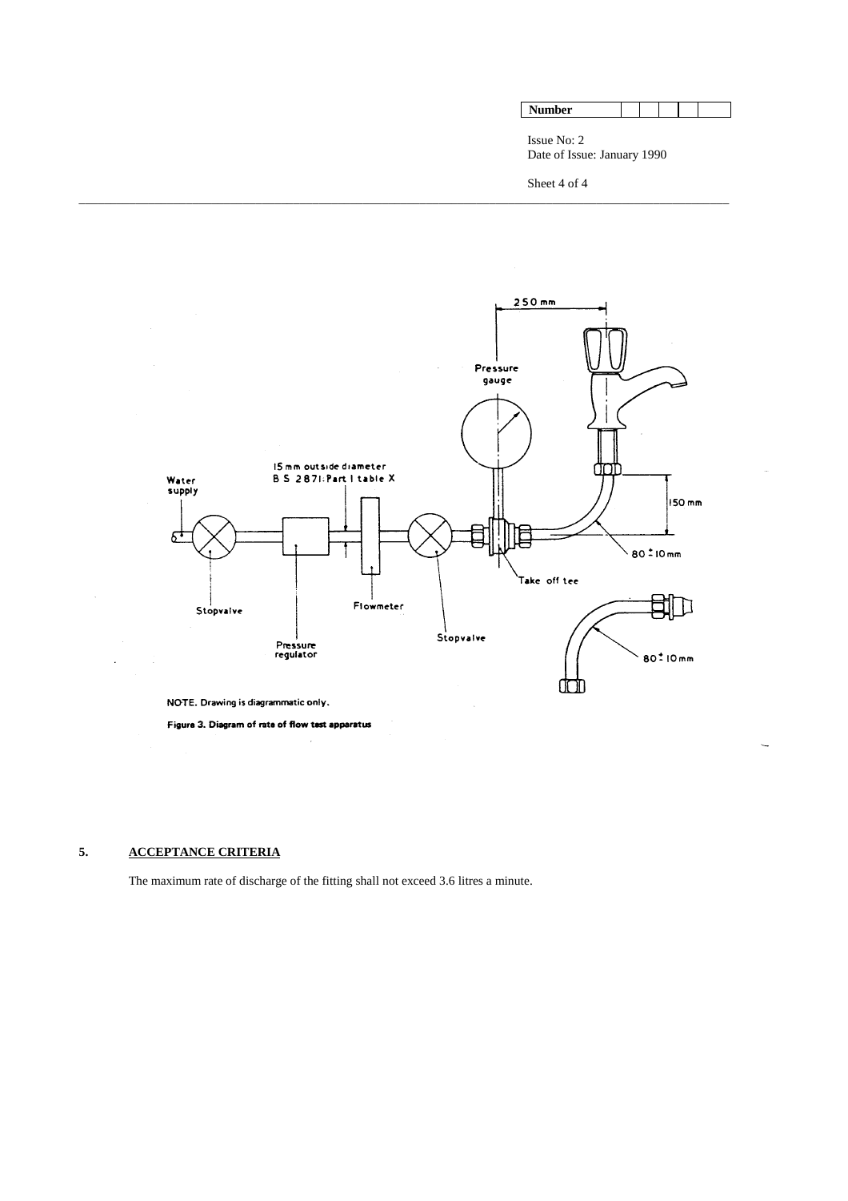250 mm

Pressure gauge

15 mm outside diameter
B S 2871: Part 1 table X

Water supply

150 mm

80 ± 10 mm

Take off tee

Stopvalve

Flowmeter

Stopvalve

Pressure regulator

80 ± 10 mm

NOTE. Drawing is diagrammatic only.

**Figure 3. Diagram of rate of flow test apparatus**

## 5. ACCEPTANCE CRITERIA

The maximum rate of discharge of the fitting shall not exceed 3.6 litres a minute.